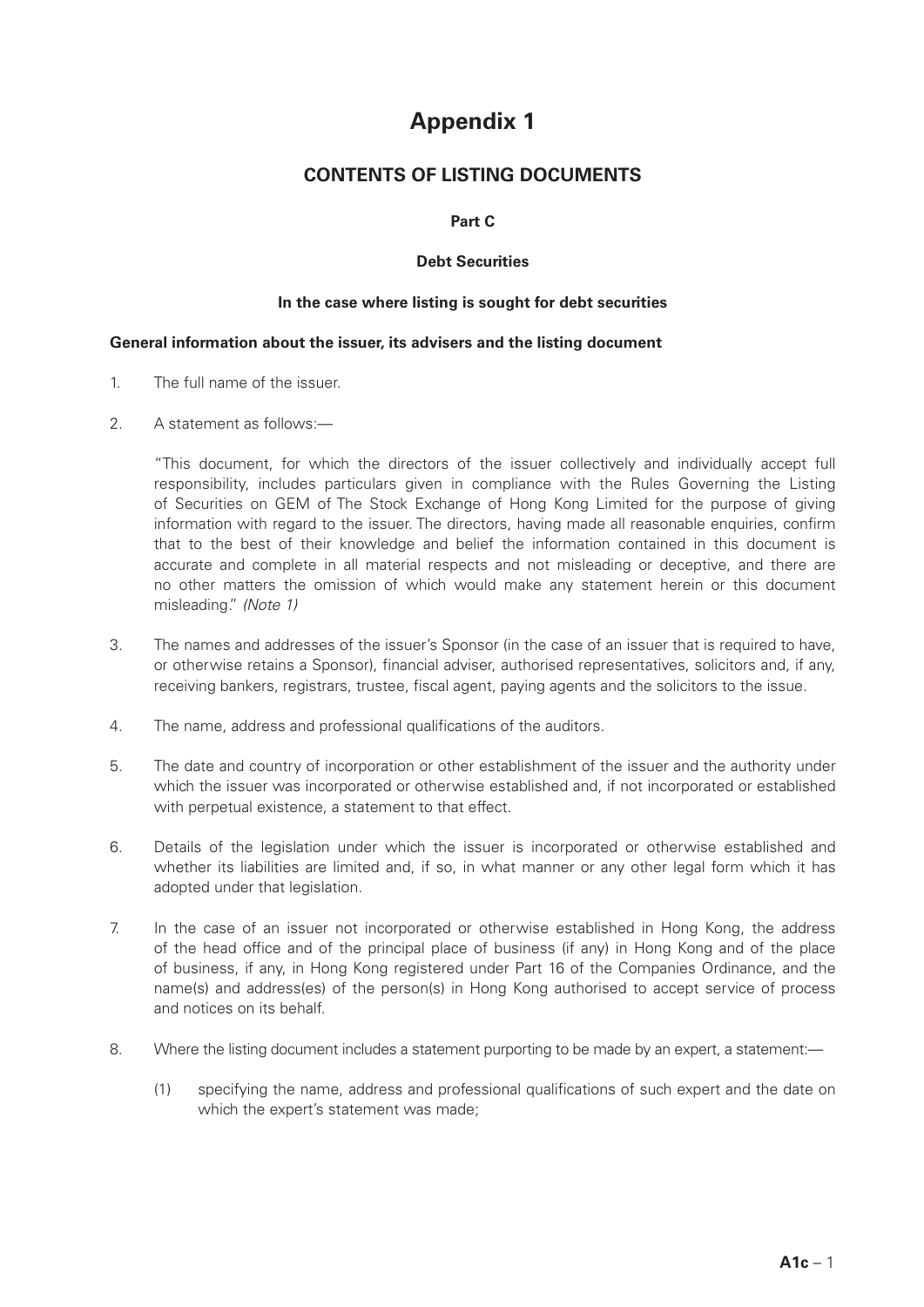# Appendix 1

## CONTENTS OF LISTING DOCUMENTS

**Part C**

**Debt Securities**

**In the case where listing is sought for debt securities**

**General information about the issuer, its advisers and the listing document**

1. The full name of the issuer.

2. A statement as follows:—

   "This document, for which the directors of the issuer collectively and individually accept full responsibility, includes particulars given in compliance with the Rules Governing the Listing of Securities on GEM of The Stock Exchange of Hong Kong Limited for the purpose of giving information with regard to the issuer. The directors, having made all reasonable enquiries, confirm that to the best of their knowledge and belief the information contained in this document is accurate and complete in all material respects and not misleading or deceptive, and there are no other matters the omission of which would make any statement herein or this document misleading." *(Note 1)*

3. The names and addresses of the issuer's Sponsor (in the case of an issuer that is required to have, or otherwise retains a Sponsor), financial adviser, authorised representatives, solicitors and, if any, receiving bankers, registrars, trustee, fiscal agent, paying agents and the solicitors to the issue.

4. The name, address and professional qualifications of the auditors.

5. The date and country of incorporation or other establishment of the issuer and the authority under which the issuer was incorporated or otherwise established and, if not incorporated or established with perpetual existence, a statement to that effect.

6. Details of the legislation under which the issuer is incorporated or otherwise established and whether its liabilities are limited and, if so, in what manner or any other legal form which it has adopted under that legislation.

7. In the case of an issuer not incorporated or otherwise established in Hong Kong, the address of the head office and of the principal place of business (if any) in Hong Kong and of the place of business, if any, in Hong Kong registered under Part 16 of the Companies Ordinance, and the name(s) and address(es) of the person(s) in Hong Kong authorised to accept service of process and notices on its behalf.

8. Where the listing document includes a statement purporting to be made by an expert, a statement:—

   (1) specifying the name, address and professional qualifications of such expert and the date on which the expert's statement was made;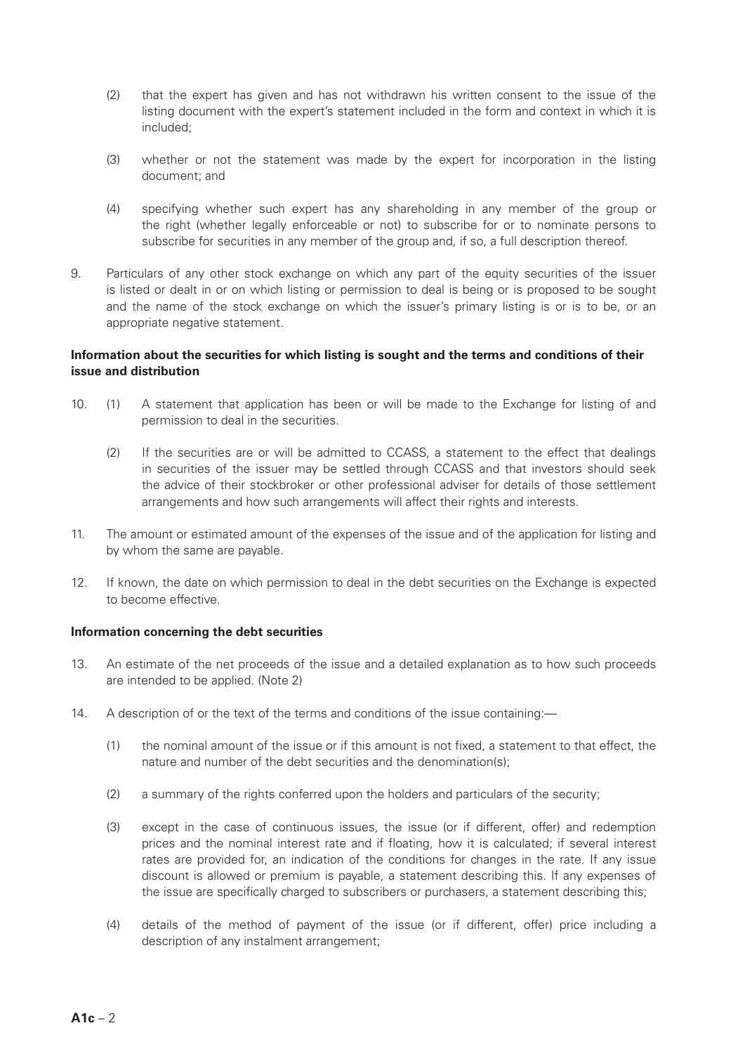(2) that the expert has given and has not withdrawn his written consent to the issue of the listing document with the expert's statement included in the form and context in which it is included;

(3) whether or not the statement was made by the expert for incorporation in the listing document; and

(4) specifying whether such expert has any shareholding in any member of the group or the right (whether legally enforceable or not) to subscribe for or to nominate persons to subscribe for securities in any member of the group and, if so, a full description thereof.

9. Particulars of any other stock exchange on which any part of the equity securities of the issuer is listed or dealt in or on which listing or permission to deal is being or is proposed to be sought and the name of the stock exchange on which the issuer's primary listing is or is to be, or an appropriate negative statement.

**Information about the securities for which listing is sought and the terms and conditions of their issue and distribution**

10. (1) A statement that application has been or will be made to the Exchange for listing of and permission to deal in the securities.

    (2) If the securities are or will be admitted to CCASS, a statement to the effect that dealings in securities of the issuer may be settled through CCASS and that investors should seek the advice of their stockbroker or other professional adviser for details of those settlement arrangements and how such arrangements will affect their rights and interests.

11. The amount or estimated amount of the expenses of the issue and of the application for listing and by whom the same are payable.

12. If known, the date on which permission to deal in the debt securities on the Exchange is expected to become effective.

**Information concerning the debt securities**

13. An estimate of the net proceeds of the issue and a detailed explanation as to how such proceeds are intended to be applied. (Note 2)

14. A description of or the text of the terms and conditions of the issue containing:—

    (1) the nominal amount of the issue or if this amount is not fixed, a statement to that effect, the nature and number of the debt securities and the denomination(s);

    (2) a summary of the rights conferred upon the holders and particulars of the security;

    (3) except in the case of continuous issues, the issue (or if different, offer) and redemption prices and the nominal interest rate and if floating, how it is calculated; if several interest rates are provided for, an indication of the conditions for changes in the rate. If any issue discount is allowed or premium is payable, a statement describing this. If any expenses of the issue are specifically charged to subscribers or purchasers, a statement describing this;

    (4) details of the method of payment of the issue (or if different, offer) price including a description of any instalment arrangement;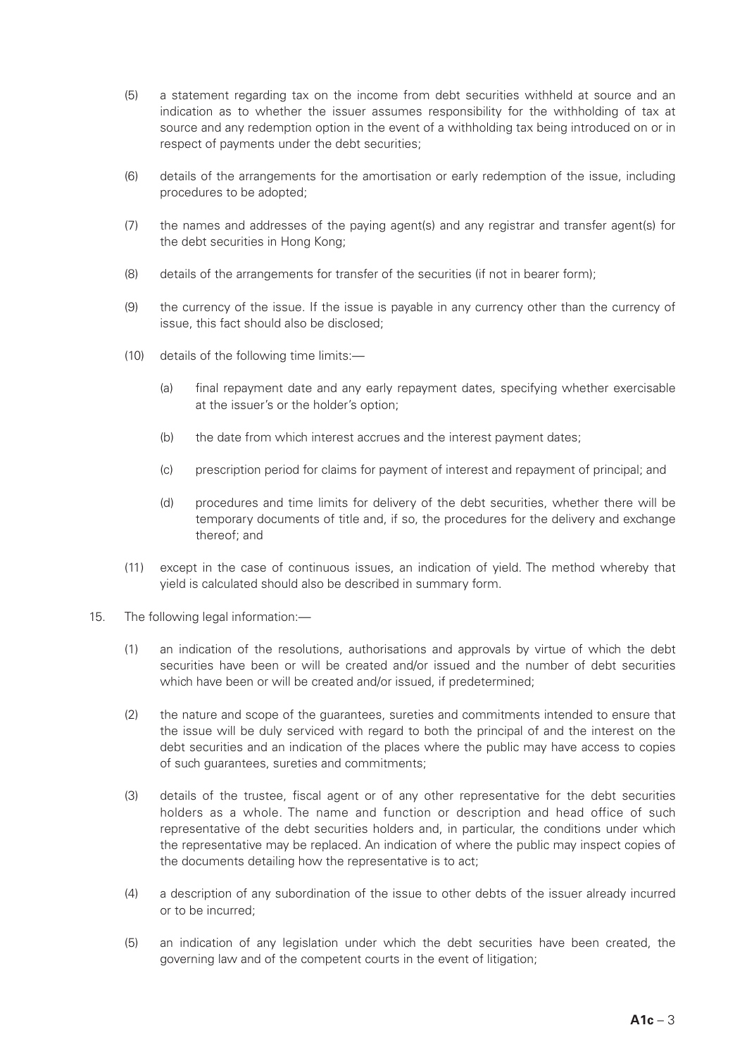(5) a statement regarding tax on the income from debt securities withheld at source and an indication as to whether the issuer assumes responsibility for the withholding of tax at source and any redemption option in the event of a withholding tax being introduced on or in respect of payments under the debt securities;

(6) details of the arrangements for the amortisation or early redemption of the issue, including procedures to be adopted;

(7) the names and addresses of the paying agent(s) and any registrar and transfer agent(s) for the debt securities in Hong Kong;

(8) details of the arrangements for transfer of the securities (if not in bearer form);

(9) the currency of the issue. If the issue is payable in any currency other than the currency of issue, this fact should also be disclosed;

(10) details of the following time limits:—

  (a) final repayment date and any early repayment dates, specifying whether exercisable at the issuer's or the holder's option;

  (b) the date from which interest accrues and the interest payment dates;

  (c) prescription period for claims for payment of interest and repayment of principal; and

  (d) procedures and time limits for delivery of the debt securities, whether there will be temporary documents of title and, if so, the procedures for the delivery and exchange thereof; and

(11) except in the case of continuous issues, an indication of yield. The method whereby that yield is calculated should also be described in summary form.

15. The following legal information:—

(1) an indication of the resolutions, authorisations and approvals by virtue of which the debt securities have been or will be created and/or issued and the number of debt securities which have been or will be created and/or issued, if predetermined;

(2) the nature and scope of the guarantees, sureties and commitments intended to ensure that the issue will be duly serviced with regard to both the principal of and the interest on the debt securities and an indication of the places where the public may have access to copies of such guarantees, sureties and commitments;

(3) details of the trustee, fiscal agent or of any other representative for the debt securities holders as a whole. The name and function or description and head office of such representative of the debt securities holders and, in particular, the conditions under which the representative may be replaced. An indication of where the public may inspect copies of the documents detailing how the representative is to act;

(4) a description of any subordination of the issue to other debts of the issuer already incurred or to be incurred;

(5) an indication of any legislation under which the debt securities have been created, the governing law and of the competent courts in the event of litigation;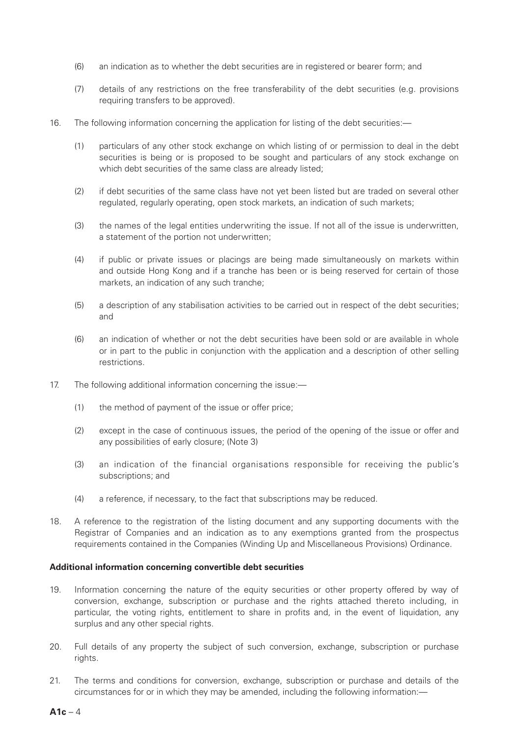(6) an indication as to whether the debt securities are in registered or bearer form; and

(7) details of any restrictions on the free transferability of the debt securities (e.g. provisions requiring transfers to be approved).

16. The following information concerning the application for listing of the debt securities:—

(1) particulars of any other stock exchange on which listing of or permission to deal in the debt securities is being or is proposed to be sought and particulars of any stock exchange on which debt securities of the same class are already listed;

(2) if debt securities of the same class have not yet been listed but are traded on several other regulated, regularly operating, open stock markets, an indication of such markets;

(3) the names of the legal entities underwriting the issue. If not all of the issue is underwritten, a statement of the portion not underwritten;

(4) if public or private issues or placings are being made simultaneously on markets within and outside Hong Kong and if a tranche has been or is being reserved for certain of those markets, an indication of any such tranche;

(5) a description of any stabilisation activities to be carried out in respect of the debt securities; and

(6) an indication of whether or not the debt securities have been sold or are available in whole or in part to the public in conjunction with the application and a description of other selling restrictions.

17. The following additional information concerning the issue:—

(1) the method of payment of the issue or offer price;

(2) except in the case of continuous issues, the period of the opening of the issue or offer and any possibilities of early closure; (Note 3)

(3) an indication of the financial organisations responsible for receiving the public's subscriptions; and

(4) a reference, if necessary, to the fact that subscriptions may be reduced.

18. A reference to the registration of the listing document and any supporting documents with the Registrar of Companies and an indication as to any exemptions granted from the prospectus requirements contained in the Companies (Winding Up and Miscellaneous Provisions) Ordinance.

**Additional information concerning convertible debt securities**

19. Information concerning the nature of the equity securities or other property offered by way of conversion, exchange, subscription or purchase and the rights attached thereto including, in particular, the voting rights, entitlement to share in profits and, in the event of liquidation, any surplus and any other special rights.

20. Full details of any property the subject of such conversion, exchange, subscription or purchase rights.

21. The terms and conditions for conversion, exchange, subscription or purchase and details of the circumstances for or in which they may be amended, including the following information:—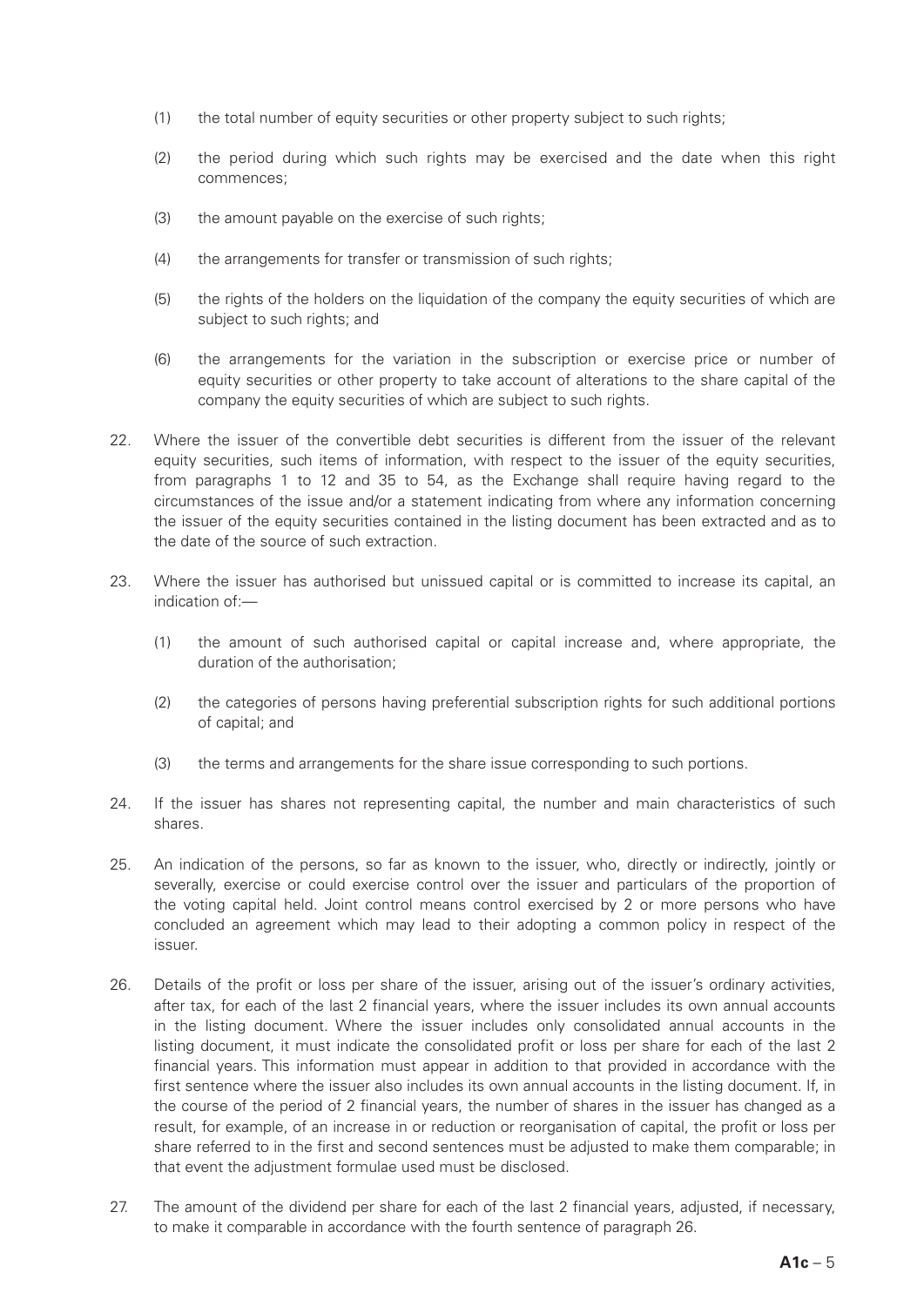(1) the total number of equity securities or other property subject to such rights;

(2) the period during which such rights may be exercised and the date when this right commences;

(3) the amount payable on the exercise of such rights;

(4) the arrangements for transfer or transmission of such rights;

(5) the rights of the holders on the liquidation of the company the equity securities of which are subject to such rights; and

(6) the arrangements for the variation in the subscription or exercise price or number of equity securities or other property to take account of alterations to the share capital of the company the equity securities of which are subject to such rights.

22. Where the issuer of the convertible debt securities is different from the issuer of the relevant equity securities, such items of information, with respect to the issuer of the equity securities, from paragraphs 1 to 12 and 35 to 54, as the Exchange shall require having regard to the circumstances of the issue and/or a statement indicating from where any information concerning the issuer of the equity securities contained in the listing document has been extracted and as to the date of the source of such extraction.

23. Where the issuer has authorised but unissued capital or is committed to increase its capital, an indication of:—

(1) the amount of such authorised capital or capital increase and, where appropriate, the duration of the authorisation;

(2) the categories of persons having preferential subscription rights for such additional portions of capital; and

(3) the terms and arrangements for the share issue corresponding to such portions.

24. If the issuer has shares not representing capital, the number and main characteristics of such shares.

25. An indication of the persons, so far as known to the issuer, who, directly or indirectly, jointly or severally, exercise or could exercise control over the issuer and particulars of the proportion of the voting capital held. Joint control means control exercised by 2 or more persons who have concluded an agreement which may lead to their adopting a common policy in respect of the issuer.

26. Details of the profit or loss per share of the issuer, arising out of the issuer's ordinary activities, after tax, for each of the last 2 financial years, where the issuer includes its own annual accounts in the listing document. Where the issuer includes only consolidated annual accounts in the listing document, it must indicate the consolidated profit or loss per share for each of the last 2 financial years. This information must appear in addition to that provided in accordance with the first sentence where the issuer also includes its own annual accounts in the listing document. If, in the course of the period of 2 financial years, the number of shares in the issuer has changed as a result, for example, of an increase in or reduction or reorganisation of capital, the profit or loss per share referred to in the first and second sentences must be adjusted to make them comparable; in that event the adjustment formulae used must be disclosed.

27. The amount of the dividend per share for each of the last 2 financial years, adjusted, if necessary, to make it comparable in accordance with the fourth sentence of paragraph 26.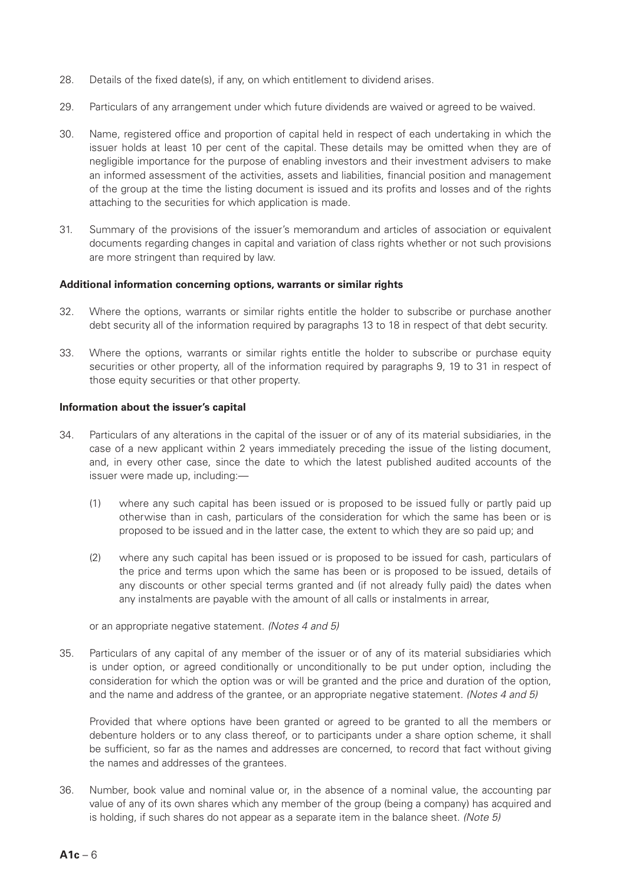28. Details of the fixed date(s), if any, on which entitlement to dividend arises.

29. Particulars of any arrangement under which future dividends are waived or agreed to be waived.

30. Name, registered office and proportion of capital held in respect of each undertaking in which the issuer holds at least 10 per cent of the capital. These details may be omitted when they are of negligible importance for the purpose of enabling investors and their investment advisers to make an informed assessment of the activities, assets and liabilities, financial position and management of the group at the time the listing document is issued and its profits and losses and of the rights attaching to the securities for which application is made.

31. Summary of the provisions of the issuer's memorandum and articles of association or equivalent documents regarding changes in capital and variation of class rights whether or not such provisions are more stringent than required by law.

**Additional information concerning options, warrants or similar rights**

32. Where the options, warrants or similar rights entitle the holder to subscribe or purchase another debt security all of the information required by paragraphs 13 to 18 in respect of that debt security.

33. Where the options, warrants or similar rights entitle the holder to subscribe or purchase equity securities or other property, all of the information required by paragraphs 9, 19 to 31 in respect of those equity securities or that other property.

**Information about the issuer's capital**

34. Particulars of any alterations in the capital of the issuer or of any of its material subsidiaries, in the case of a new applicant within 2 years immediately preceding the issue of the listing document, and, in every other case, since the date to which the latest published audited accounts of the issuer were made up, including:—

    (1) where any such capital has been issued or is proposed to be issued fully or partly paid up otherwise than in cash, particulars of the consideration for which the same has been or is proposed to be issued and in the latter case, the extent to which they are so paid up; and

    (2) where any such capital has been issued or is proposed to be issued for cash, particulars of the price and terms upon which the same has been or is proposed to be issued, details of any discounts or other special terms granted and (if not already fully paid) the dates when any instalments are payable with the amount of all calls or instalments in arrear,

    or an appropriate negative statement. *(Notes 4 and 5)*

35. Particulars of any capital of any member of the issuer or of any of its material subsidiaries which is under option, or agreed conditionally or unconditionally to be put under option, including the consideration for which the option was or will be granted and the price and duration of the option, and the name and address of the grantee, or an appropriate negative statement. *(Notes 4 and 5)*

    Provided that where options have been granted or agreed to be granted to all the members or debenture holders or to any class thereof, or to participants under a share option scheme, it shall be sufficient, so far as the names and addresses are concerned, to record that fact without giving the names and addresses of the grantees.

36. Number, book value and nominal value or, in the absence of a nominal value, the accounting par value of any of its own shares which any member of the group (being a company) has acquired and is holding, if such shares do not appear as a separate item in the balance sheet. *(Note 5)*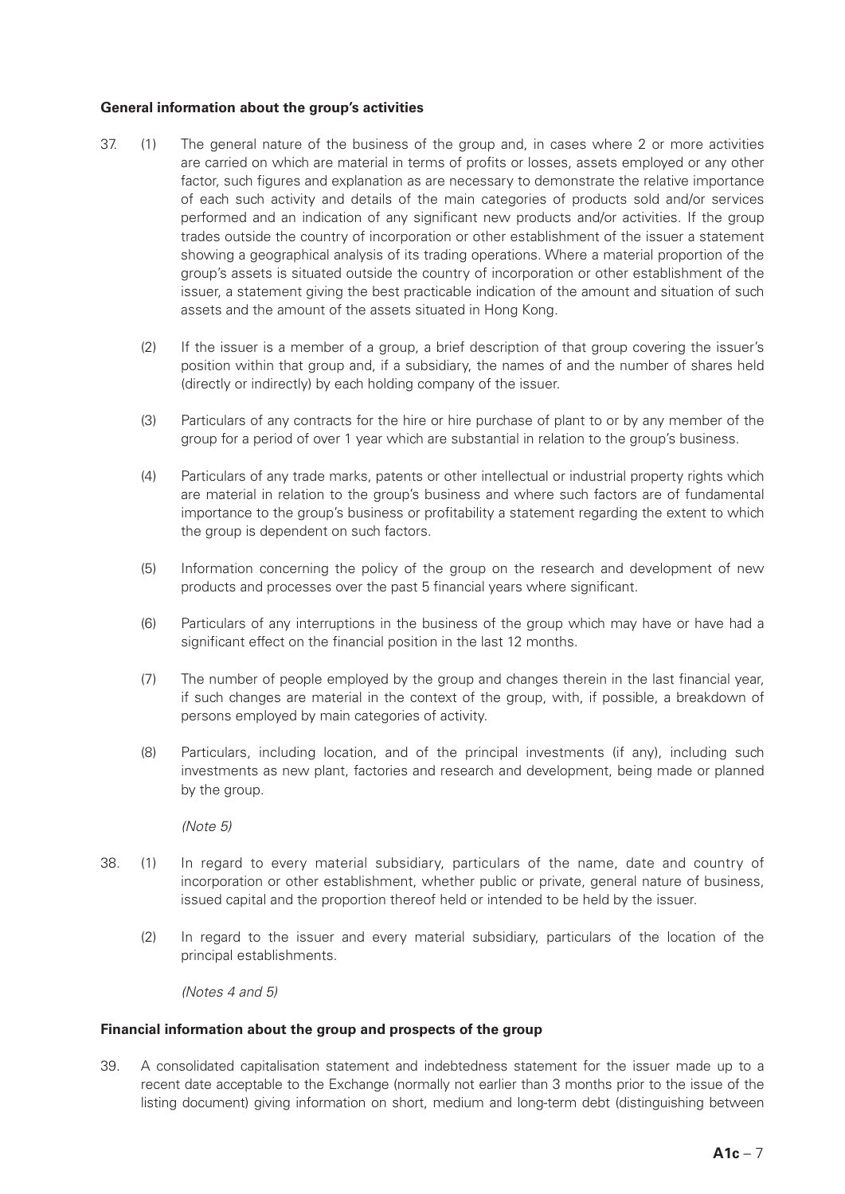**General information about the group's activities**

37. (1) The general nature of the business of the group and, in cases where 2 or more activities are carried on which are material in terms of profits or losses, assets employed or any other factor, such figures and explanation as are necessary to demonstrate the relative importance of each such activity and details of the main categories of products sold and/or services performed and an indication of any significant new products and/or activities. If the group trades outside the country of incorporation or other establishment of the issuer a statement showing a geographical analysis of its trading operations. Where a material proportion of the group's assets is situated outside the country of incorporation or other establishment of the issuer, a statement giving the best practicable indication of the amount and situation of such assets and the amount of the assets situated in Hong Kong.

    (2) If the issuer is a member of a group, a brief description of that group covering the issuer's position within that group and, if a subsidiary, the names of and the number of shares held (directly or indirectly) by each holding company of the issuer.

    (3) Particulars of any contracts for the hire or hire purchase of plant to or by any member of the group for a period of over 1 year which are substantial in relation to the group's business.

    (4) Particulars of any trade marks, patents or other intellectual or industrial property rights which are material in relation to the group's business and where such factors are of fundamental importance to the group's business or profitability a statement regarding the extent to which the group is dependent on such factors.

    (5) Information concerning the policy of the group on the research and development of new products and processes over the past 5 financial years where significant.

    (6) Particulars of any interruptions in the business of the group which may have or have had a significant effect on the financial position in the last 12 months.

    (7) The number of people employed by the group and changes therein in the last financial year, if such changes are material in the context of the group, with, if possible, a breakdown of persons employed by main categories of activity.

    (8) Particulars, including location, and of the principal investments (if any), including such investments as new plant, factories and research and development, being made or planned by the group.

    *(Note 5)*

38. (1) In regard to every material subsidiary, particulars of the name, date and country of incorporation or other establishment, whether public or private, general nature of business, issued capital and the proportion thereof held or intended to be held by the issuer.

    (2) In regard to the issuer and every material subsidiary, particulars of the location of the principal establishments.

    *(Notes 4 and 5)*

**Financial information about the group and prospects of the group**

39. A consolidated capitalisation statement and indebtedness statement for the issuer made up to a recent date acceptable to the Exchange (normally not earlier than 3 months prior to the issue of the listing document) giving information on short, medium and long-term debt (distinguishing between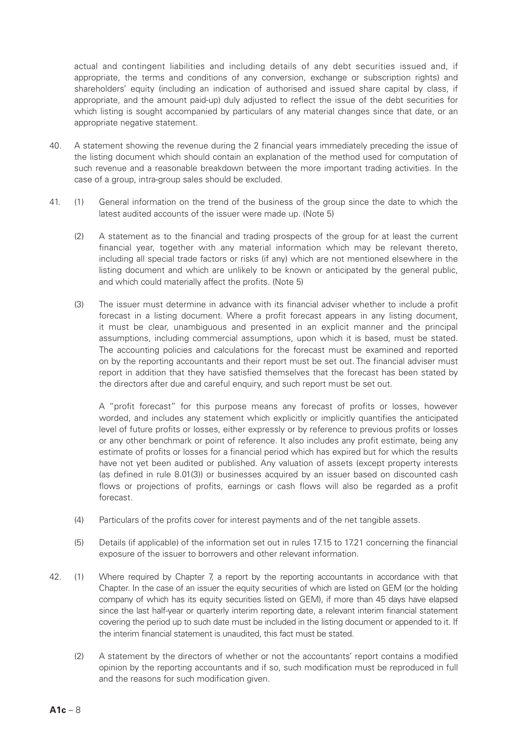actual and contingent liabilities and including details of any debt securities issued and, if appropriate, the terms and conditions of any conversion, exchange or subscription rights) and shareholders' equity (including an indication of authorised and issued share capital by class, if appropriate, and the amount paid-up) duly adjusted to reflect the issue of the debt securities for which listing is sought accompanied by particulars of any material changes since that date, or an appropriate negative statement.

40. A statement showing the revenue during the 2 financial years immediately preceding the issue of the listing document which should contain an explanation of the method used for computation of such revenue and a reasonable breakdown between the more important trading activities. In the case of a group, intra-group sales should be excluded.

41. (1) General information on the trend of the business of the group since the date to which the latest audited accounts of the issuer were made up. (Note 5)

    (2) A statement as to the financial and trading prospects of the group for at least the current financial year, together with any material information which may be relevant thereto, including all special trade factors or risks (if any) which are not mentioned elsewhere in the listing document and which are unlikely to be known or anticipated by the general public, and which could materially affect the profits. (Note 5)

    (3) The issuer must determine in advance with its financial adviser whether to include a profit forecast in a listing document. Where a profit forecast appears in any listing document, it must be clear, unambiguous and presented in an explicit manner and the principal assumptions, including commercial assumptions, upon which it is based, must be stated. The accounting policies and calculations for the forecast must be examined and reported on by the reporting accountants and their report must be set out. The financial adviser must report in addition that they have satisfied themselves that the forecast has been stated by the directors after due and careful enquiry, and such report must be set out.

    A "profit forecast" for this purpose means any forecast of profits or losses, however worded, and includes any statement which explicitly or implicitly quantifies the anticipated level of future profits or losses, either expressly or by reference to previous profits or losses or any other benchmark or point of reference. It also includes any profit estimate, being any estimate of profits or losses for a financial period which has expired but for which the results have not yet been audited or published. Any valuation of assets (except property interests (as defined in rule 8.01(3)) or businesses acquired by an issuer based on discounted cash flows or projections of profits, earnings or cash flows will also be regarded as a profit forecast.

    (4) Particulars of the profits cover for interest payments and of the net tangible assets.

    (5) Details (if applicable) of the information set out in rules 17.15 to 17.21 concerning the financial exposure of the issuer to borrowers and other relevant information.

42. (1) Where required by Chapter 7, a report by the reporting accountants in accordance with that Chapter. In the case of an issuer the equity securities of which are listed on GEM (or the holding company of which has its equity securities listed on GEM), if more than 45 days have elapsed since the last half-year or quarterly interim reporting date, a relevant interim financial statement covering the period up to such date must be included in the listing document or appended to it. If the interim financial statement is unaudited, this fact must be stated.

    (2) A statement by the directors of whether or not the accountants' report contains a modified opinion by the reporting accountants and if so, such modification must be reproduced in full and the reasons for such modification given.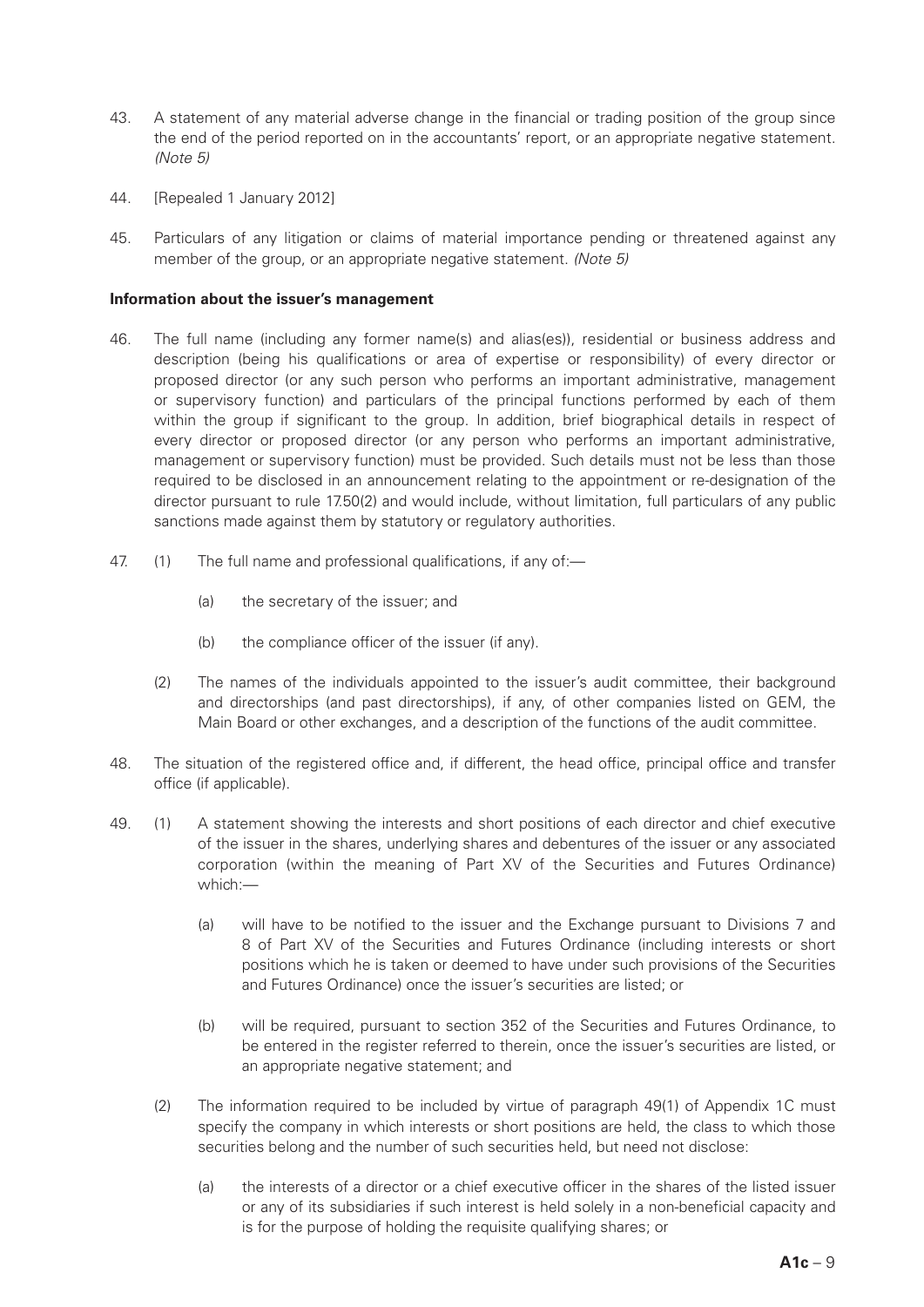43. A statement of any material adverse change in the financial or trading position of the group since the end of the period reported on in the accountants' report, or an appropriate negative statement. *(Note 5)*

44. [Repealed 1 January 2012]

45. Particulars of any litigation or claims of material importance pending or threatened against any member of the group, or an appropriate negative statement. *(Note 5)*

**Information about the issuer's management**

46. The full name (including any former name(s) and alias(es)), residential or business address and description (being his qualifications or area of expertise or responsibility) of every director or proposed director (or any such person who performs an important administrative, management or supervisory function) and particulars of the principal functions performed by each of them within the group if significant to the group. In addition, brief biographical details in respect of every director or proposed director (or any person who performs an important administrative, management or supervisory function) must be provided. Such details must not be less than those required to be disclosed in an announcement relating to the appointment or re-designation of the director pursuant to rule 17.50(2) and would include, without limitation, full particulars of any public sanctions made against them by statutory or regulatory authorities.

47. (1) The full name and professional qualifications, if any of:—

    (a) the secretary of the issuer; and

    (b) the compliance officer of the issuer (if any).

    (2) The names of the individuals appointed to the issuer's audit committee, their background and directorships (and past directorships), if any, of other companies listed on GEM, the Main Board or other exchanges, and a description of the functions of the audit committee.

48. The situation of the registered office and, if different, the head office, principal office and transfer office (if applicable).

49. (1) A statement showing the interests and short positions of each director and chief executive of the issuer in the shares, underlying shares and debentures of the issuer or any associated corporation (within the meaning of Part XV of the Securities and Futures Ordinance) which:—

    (a) will have to be notified to the issuer and the Exchange pursuant to Divisions 7 and 8 of Part XV of the Securities and Futures Ordinance (including interests or short positions which he is taken or deemed to have under such provisions of the Securities and Futures Ordinance) once the issuer's securities are listed; or

    (b) will be required, pursuant to section 352 of the Securities and Futures Ordinance, to be entered in the register referred to therein, once the issuer's securities are listed, or an appropriate negative statement; and

    (2) The information required to be included by virtue of paragraph 49(1) of Appendix 1C must specify the company in which interests or short positions are held, the class to which those securities belong and the number of such securities held, but need not disclose:

    (a) the interests of a director or a chief executive officer in the shares of the listed issuer or any of its subsidiaries if such interest is held solely in a non-beneficial capacity and is for the purpose of holding the requisite qualifying shares; or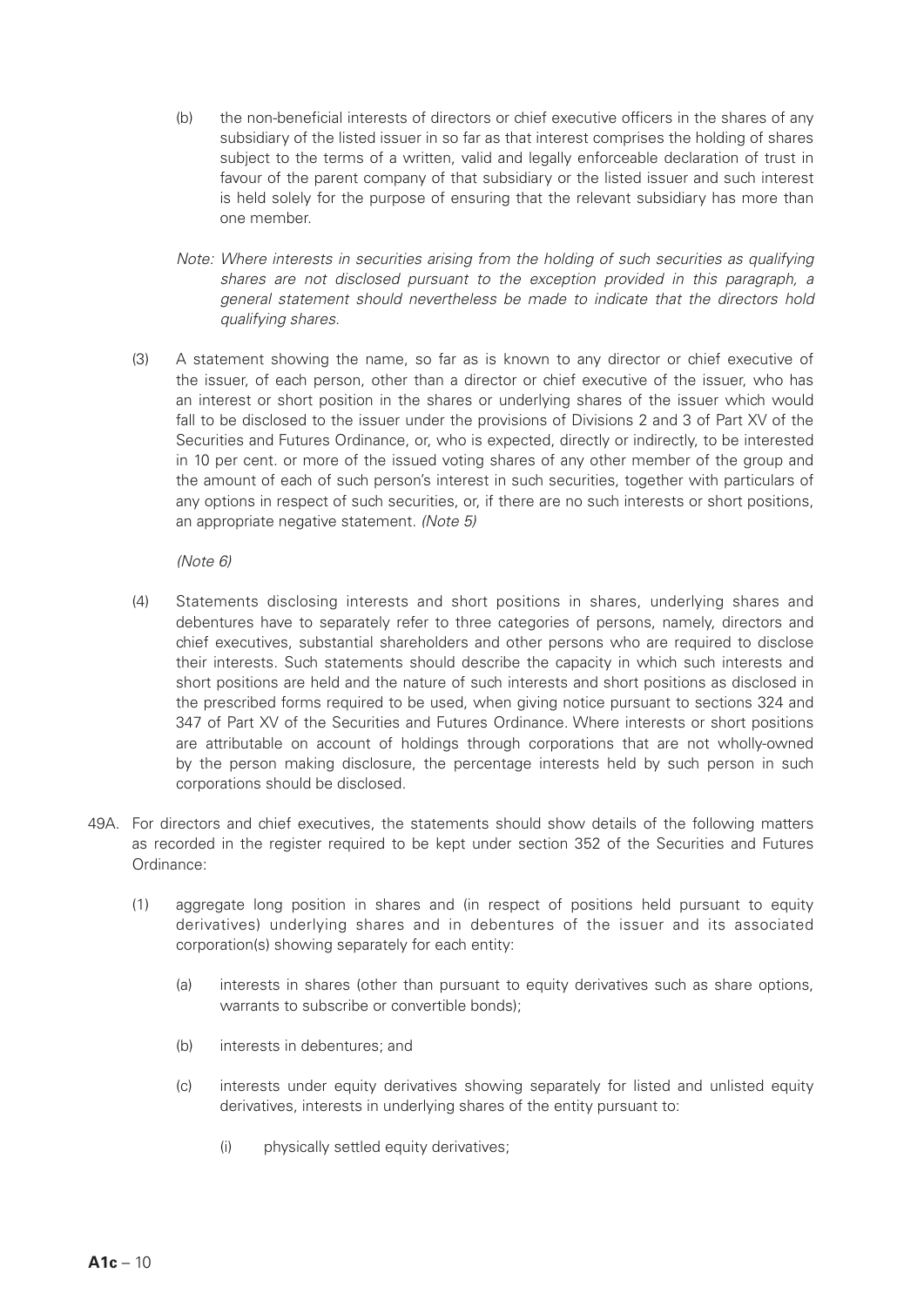(b) the non-beneficial interests of directors or chief executive officers in the shares of any subsidiary of the listed issuer in so far as that interest comprises the holding of shares subject to the terms of a written, valid and legally enforceable declaration of trust in favour of the parent company of that subsidiary or the listed issuer and such interest is held solely for the purpose of ensuring that the relevant subsidiary has more than one member.

*Note: Where interests in securities arising from the holding of such securities as qualifying shares are not disclosed pursuant to the exception provided in this paragraph, a general statement should nevertheless be made to indicate that the directors hold qualifying shares.*

(3) A statement showing the name, so far as is known to any director or chief executive of the issuer, of each person, other than a director or chief executive of the issuer, who has an interest or short position in the shares or underlying shares of the issuer which would fall to be disclosed to the issuer under the provisions of Divisions 2 and 3 of Part XV of the Securities and Futures Ordinance, or, who is expected, directly or indirectly, to be interested in 10 per cent. or more of the issued voting shares of any other member of the group and the amount of each of such person's interest in such securities, together with particulars of any options in respect of such securities, or, if there are no such interests or short positions, an appropriate negative statement. *(Note 5)*

*(Note 6)*

(4) Statements disclosing interests and short positions in shares, underlying shares and debentures have to separately refer to three categories of persons, namely, directors and chief executives, substantial shareholders and other persons who are required to disclose their interests. Such statements should describe the capacity in which such interests and short positions are held and the nature of such interests and short positions as disclosed in the prescribed forms required to be used, when giving notice pursuant to sections 324 and 347 of Part XV of the Securities and Futures Ordinance. Where interests or short positions are attributable on account of holdings through corporations that are not wholly-owned by the person making disclosure, the percentage interests held by such person in such corporations should be disclosed.

49A. For directors and chief executives, the statements should show details of the following matters as recorded in the register required to be kept under section 352 of the Securities and Futures Ordinance:

(1) aggregate long position in shares and (in respect of positions held pursuant to equity derivatives) underlying shares and in debentures of the issuer and its associated corporation(s) showing separately for each entity:

(a) interests in shares (other than pursuant to equity derivatives such as share options, warrants to subscribe or convertible bonds);

(b) interests in debentures; and

(c) interests under equity derivatives showing separately for listed and unlisted equity derivatives, interests in underlying shares of the entity pursuant to:

(i) physically settled equity derivatives;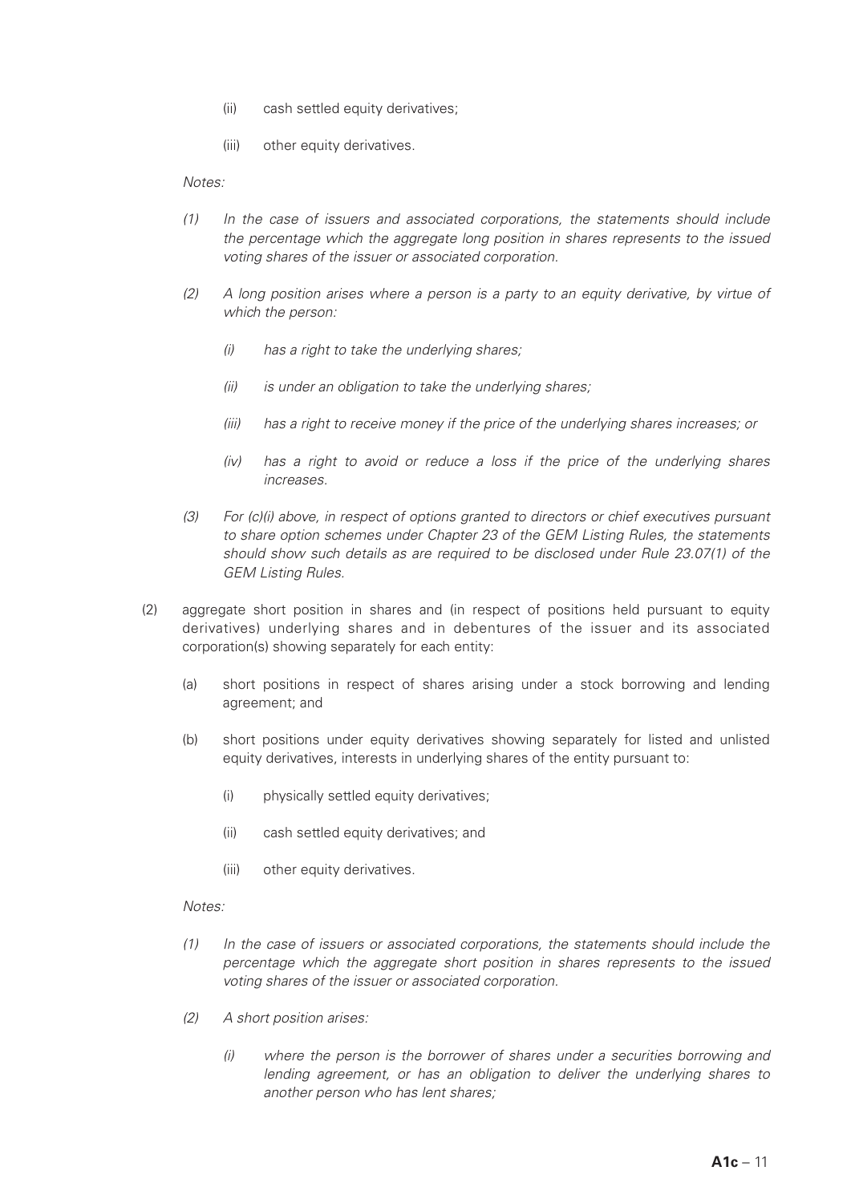(ii) cash settled equity derivatives;

(iii) other equity derivatives.

*Notes:*

*(1) In the case of issuers and associated corporations, the statements should include the percentage which the aggregate long position in shares represents to the issued voting shares of the issuer or associated corporation.*

*(2) A long position arises where a person is a party to an equity derivative, by virtue of which the person:*

*(i) has a right to take the underlying shares;*

*(ii) is under an obligation to take the underlying shares;*

*(iii) has a right to receive money if the price of the underlying shares increases; or*

*(iv) has a right to avoid or reduce a loss if the price of the underlying shares increases.*

*(3) For (c)(i) above, in respect of options granted to directors or chief executives pursuant to share option schemes under Chapter 23 of the GEM Listing Rules, the statements should show such details as are required to be disclosed under Rule 23.07(1) of the GEM Listing Rules.*

(2) aggregate short position in shares and (in respect of positions held pursuant to equity derivatives) underlying shares and in debentures of the issuer and its associated corporation(s) showing separately for each entity:

(a) short positions in respect of shares arising under a stock borrowing and lending agreement; and

(b) short positions under equity derivatives showing separately for listed and unlisted equity derivatives, interests in underlying shares of the entity pursuant to:

(i) physically settled equity derivatives;

(ii) cash settled equity derivatives; and

(iii) other equity derivatives.

*Notes:*

*(1) In the case of issuers or associated corporations, the statements should include the percentage which the aggregate short position in shares represents to the issued voting shares of the issuer or associated corporation.*

*(2) A short position arises:*

*(i) where the person is the borrower of shares under a securities borrowing and lending agreement, or has an obligation to deliver the underlying shares to another person who has lent shares;*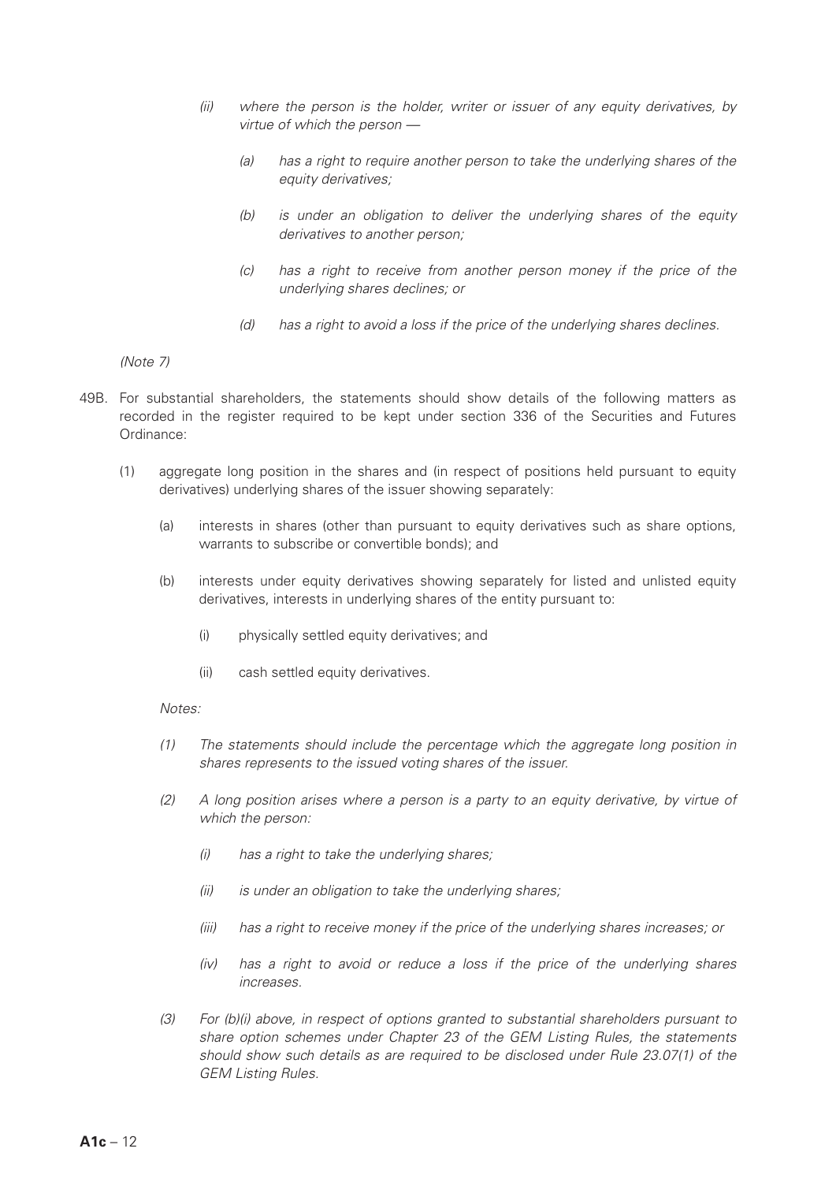*(ii) where the person is the holder, writer or issuer of any equity derivatives, by virtue of which the person —*

*(a) has a right to require another person to take the underlying shares of the equity derivatives;*

*(b) is under an obligation to deliver the underlying shares of the equity derivatives to another person;*

*(c) has a right to receive from another person money if the price of the underlying shares declines; or*

*(d) has a right to avoid a loss if the price of the underlying shares declines.*

*(Note 7)*

49B. For substantial shareholders, the statements should show details of the following matters as recorded in the register required to be kept under section 336 of the Securities and Futures Ordinance:

(1) aggregate long position in the shares and (in respect of positions held pursuant to equity derivatives) underlying shares of the issuer showing separately:

(a) interests in shares (other than pursuant to equity derivatives such as share options, warrants to subscribe or convertible bonds); and

(b) interests under equity derivatives showing separately for listed and unlisted equity derivatives, interests in underlying shares of the entity pursuant to:

(i) physically settled equity derivatives; and

(ii) cash settled equity derivatives.

*Notes:*

*(1) The statements should include the percentage which the aggregate long position in shares represents to the issued voting shares of the issuer.*

*(2) A long position arises where a person is a party to an equity derivative, by virtue of which the person:*

*(i) has a right to take the underlying shares;*

*(ii) is under an obligation to take the underlying shares;*

*(iii) has a right to receive money if the price of the underlying shares increases; or*

*(iv) has a right to avoid or reduce a loss if the price of the underlying shares increases.*

*(3) For (b)(i) above, in respect of options granted to substantial shareholders pursuant to share option schemes under Chapter 23 of the GEM Listing Rules, the statements should show such details as are required to be disclosed under Rule 23.07(1) of the GEM Listing Rules.*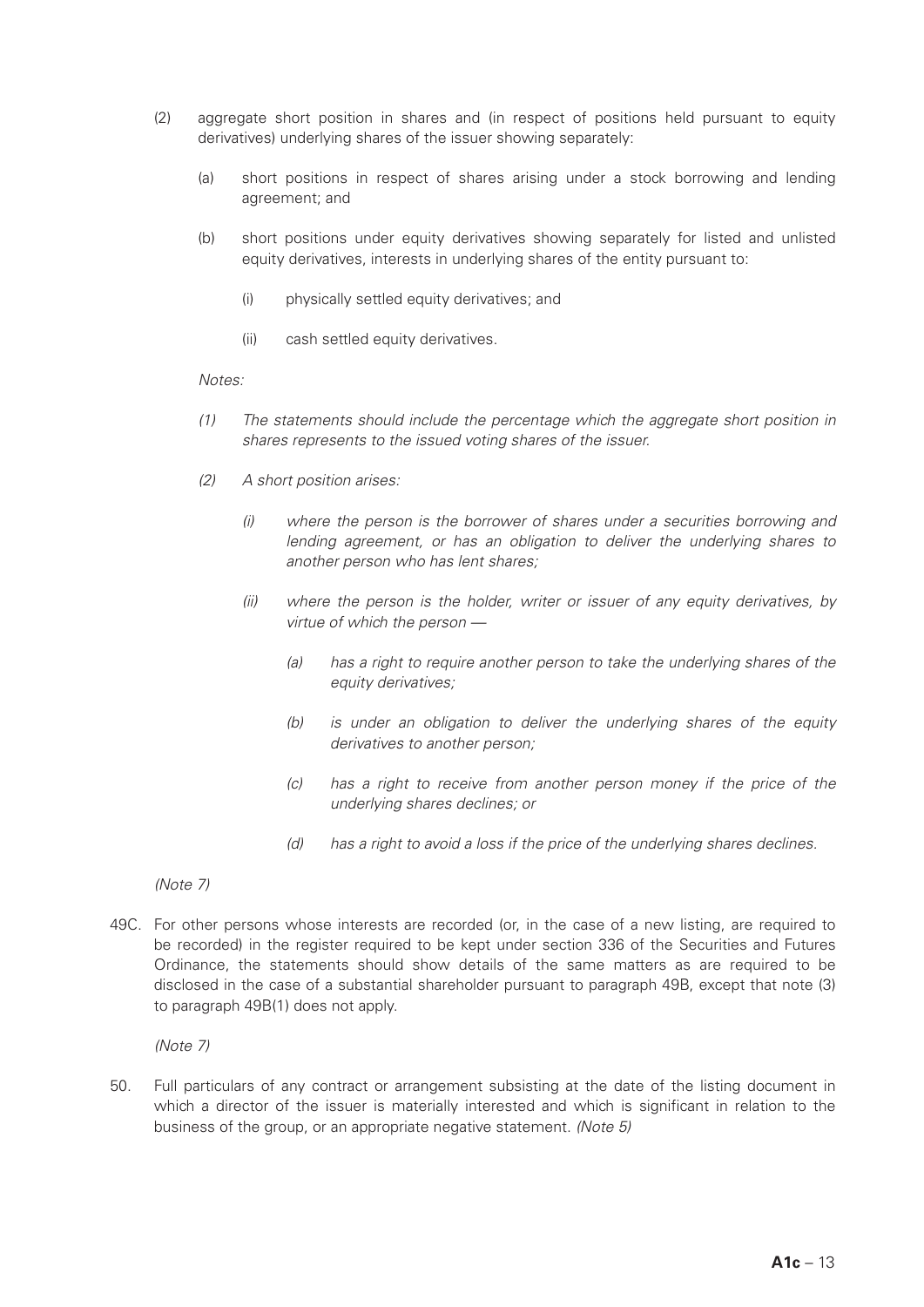(2) aggregate short position in shares and (in respect of positions held pursuant to equity derivatives) underlying shares of the issuer showing separately:

  (a) short positions in respect of shares arising under a stock borrowing and lending agreement; and

  (b) short positions under equity derivatives showing separately for listed and unlisted equity derivatives, interests in underlying shares of the entity pursuant to:

    (i) physically settled equity derivatives; and

    (ii) cash settled equity derivatives.

*Notes:*

*(1) The statements should include the percentage which the aggregate short position in shares represents to the issued voting shares of the issuer.*

*(2) A short position arises:*

  *(i) where the person is the borrower of shares under a securities borrowing and lending agreement, or has an obligation to deliver the underlying shares to another person who has lent shares;*

  *(ii) where the person is the holder, writer or issuer of any equity derivatives, by virtue of which the person —*

    *(a) has a right to require another person to take the underlying shares of the equity derivatives;*

    *(b) is under an obligation to deliver the underlying shares of the equity derivatives to another person;*

    *(c) has a right to receive from another person money if the price of the underlying shares declines; or*

    *(d) has a right to avoid a loss if the price of the underlying shares declines.*

*(Note 7)*

49C. For other persons whose interests are recorded (or, in the case of a new listing, are required to be recorded) in the register required to be kept under section 336 of the Securities and Futures Ordinance, the statements should show details of the same matters as are required to be disclosed in the case of a substantial shareholder pursuant to paragraph 49B, except that note (3) to paragraph 49B(1) does not apply.

*(Note 7)*

50. Full particulars of any contract or arrangement subsisting at the date of the listing document in which a director of the issuer is materially interested and which is significant in relation to the business of the group, or an appropriate negative statement. *(Note 5)*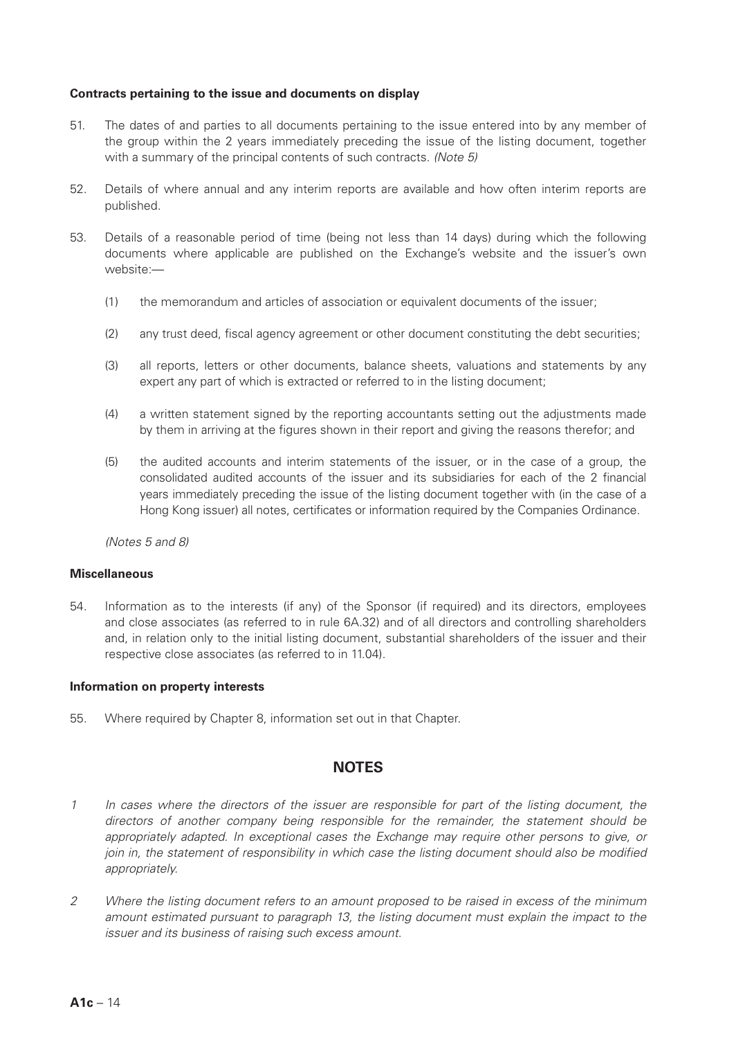**Contracts pertaining to the issue and documents on display**

51. The dates of and parties to all documents pertaining to the issue entered into by any member of the group within the 2 years immediately preceding the issue of the listing document, together with a summary of the principal contents of such contracts. *(Note 5)*

52. Details of where annual and any interim reports are available and how often interim reports are published.

53. Details of a reasonable period of time (being not less than 14 days) during which the following documents where applicable are published on the Exchange's website and the issuer's own website:—

    (1) the memorandum and articles of association or equivalent documents of the issuer;

    (2) any trust deed, fiscal agency agreement or other document constituting the debt securities;

    (3) all reports, letters or other documents, balance sheets, valuations and statements by any expert any part of which is extracted or referred to in the listing document;

    (4) a written statement signed by the reporting accountants setting out the adjustments made by them in arriving at the figures shown in their report and giving the reasons therefor; and

    (5) the audited accounts and interim statements of the issuer, or in the case of a group, the consolidated audited accounts of the issuer and its subsidiaries for each of the 2 financial years immediately preceding the issue of the listing document together with (in the case of a Hong Kong issuer) all notes, certificates or information required by the Companies Ordinance.

    *(Notes 5 and 8)*

**Miscellaneous**

54. Information as to the interests (if any) of the Sponsor (if required) and its directors, employees and close associates (as referred to in rule 6A.32) and of all directors and controlling shareholders and, in relation only to the initial listing document, substantial shareholders of the issuer and their respective close associates (as referred to in 11.04).

**Information on property interests**

55. Where required by Chapter 8, information set out in that Chapter.

## NOTES

1 *In cases where the directors of the issuer are responsible for part of the listing document, the directors of another company being responsible for the remainder, the statement should be appropriately adapted. In exceptional cases the Exchange may require other persons to give, or join in, the statement of responsibility in which case the listing document should also be modified appropriately.*

2 *Where the listing document refers to an amount proposed to be raised in excess of the minimum amount estimated pursuant to paragraph 13, the listing document must explain the impact to the issuer and its business of raising such excess amount.*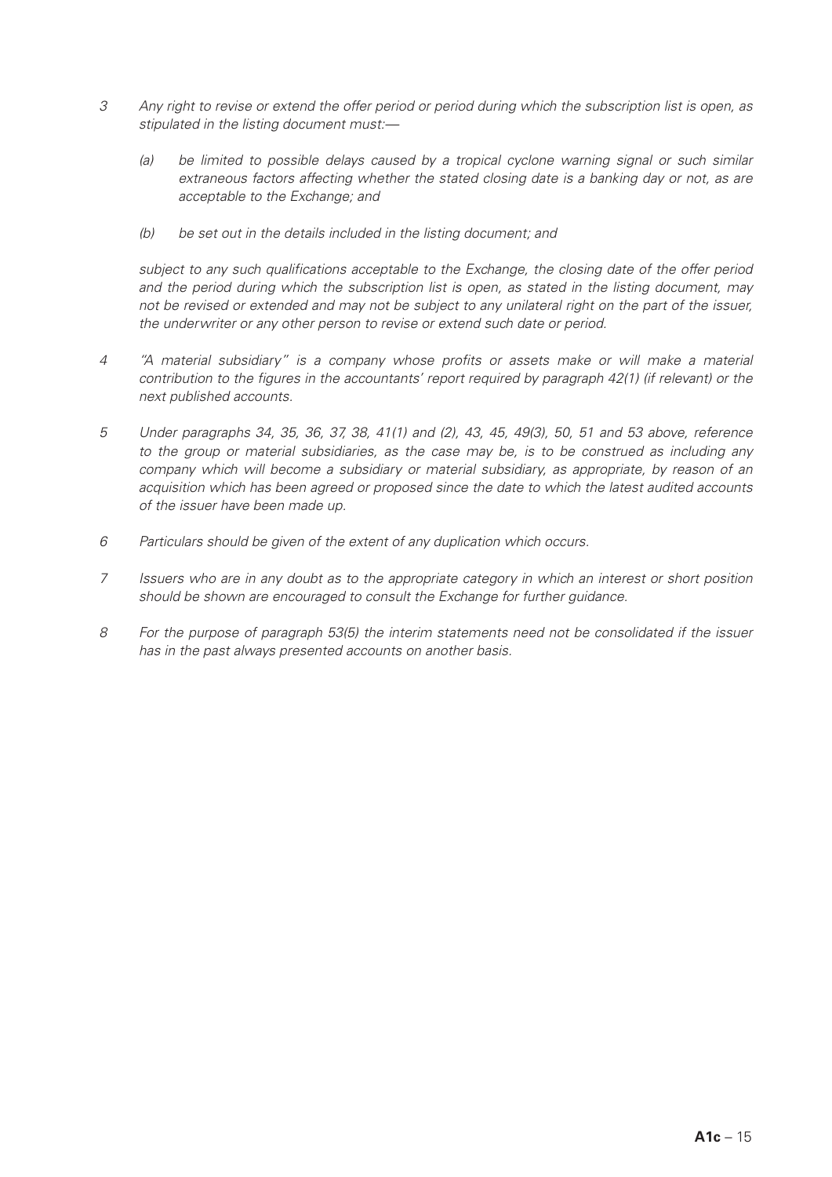*3 Any right to revise or extend the offer period or period during which the subscription list is open, as stipulated in the listing document must:—*

*(a) be limited to possible delays caused by a tropical cyclone warning signal or such similar extraneous factors affecting whether the stated closing date is a banking day or not, as are acceptable to the Exchange; and*

*(b) be set out in the details included in the listing document; and*

*subject to any such qualifications acceptable to the Exchange, the closing date of the offer period and the period during which the subscription list is open, as stated in the listing document, may not be revised or extended and may not be subject to any unilateral right on the part of the issuer, the underwriter or any other person to revise or extend such date or period.*

*4 "A material subsidiary" is a company whose profits or assets make or will make a material contribution to the figures in the accountants' report required by paragraph 42(1) (if relevant) or the next published accounts.*

*5 Under paragraphs 34, 35, 36, 37, 38, 41(1) and (2), 43, 45, 49(3), 50, 51 and 53 above, reference to the group or material subsidiaries, as the case may be, is to be construed as including any company which will become a subsidiary or material subsidiary, as appropriate, by reason of an acquisition which has been agreed or proposed since the date to which the latest audited accounts of the issuer have been made up.*

*6 Particulars should be given of the extent of any duplication which occurs.*

*7 Issuers who are in any doubt as to the appropriate category in which an interest or short position should be shown are encouraged to consult the Exchange for further guidance.*

*8 For the purpose of paragraph 53(5) the interim statements need not be consolidated if the issuer has in the past always presented accounts on another basis.*